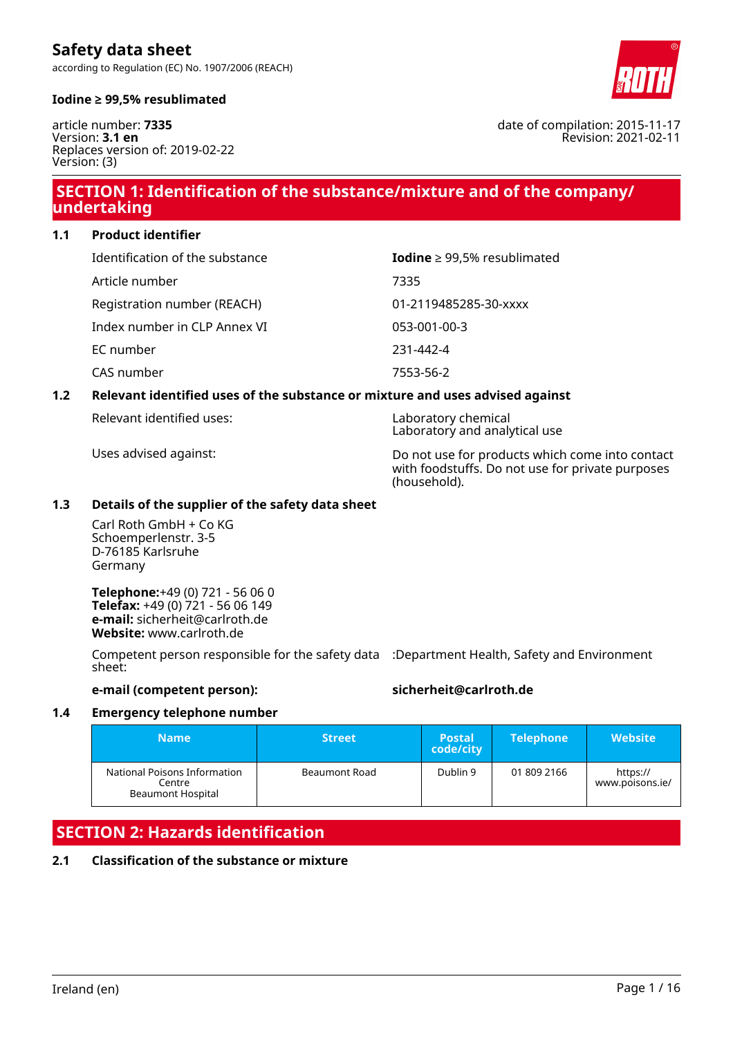# Safety data sheet

according to Regulation (EC) No. 1907/2006 (REACH)

**Iodine ≥ 99,5% resublimated**

article number: **7335**
Version: **3.1 en**
Replaces version of: 2019-02-22
Version: (3)

date of compilation: 2015-11-17
Revision: 2021-02-11

## SECTION 1: Identification of the substance/mixture and of the company/undertaking

### 1.1 Product identifier

| | |
|---|---|
| Identification of the substance | **Iodine** ≥ 99,5% resublimated |
| Article number | 7335 |
| Registration number (REACH) | 01-2119485285-30-xxxx |
| Index number in CLP Annex VI | 053-001-00-3 |
| EC number | 231-442-4 |
| CAS number | 7553-56-2 |

### 1.2 Relevant identified uses of the substance or mixture and uses advised against

| | |
|---|---|
| Relevant identified uses: | Laboratory chemical<br>Laboratory and analytical use |
| Uses advised against: | Do not use for products which come into contact with foodstuffs. Do not use for private purposes (household). |

### 1.3 Details of the supplier of the safety data sheet

Carl Roth GmbH + Co KG
Schoemperlenstr. 3-5
D-76185 Karlsruhe
Germany

**Telephone:**+49 (0) 721 - 56 06 0
**Telefax:** +49 (0) 721 - 56 06 149
**e-mail:** sicherheit@carlroth.de
**Website:** www.carlroth.de

Competent person responsible for the safety data sheet: :Department Health, Safety and Environment

**e-mail (competent person):** **sicherheit@carlroth.de**

### 1.4 Emergency telephone number

| Name | Street | Postal code/city | Telephone | Website |
|---|---|---|---|---|
| National Poisons Information Centre<br>Beaumont Hospital | Beaumont Road | Dublin 9 | 01 809 2166 | https://www.poisons.ie/ |

## SECTION 2: Hazards identification

### 2.1 Classification of the substance or mixture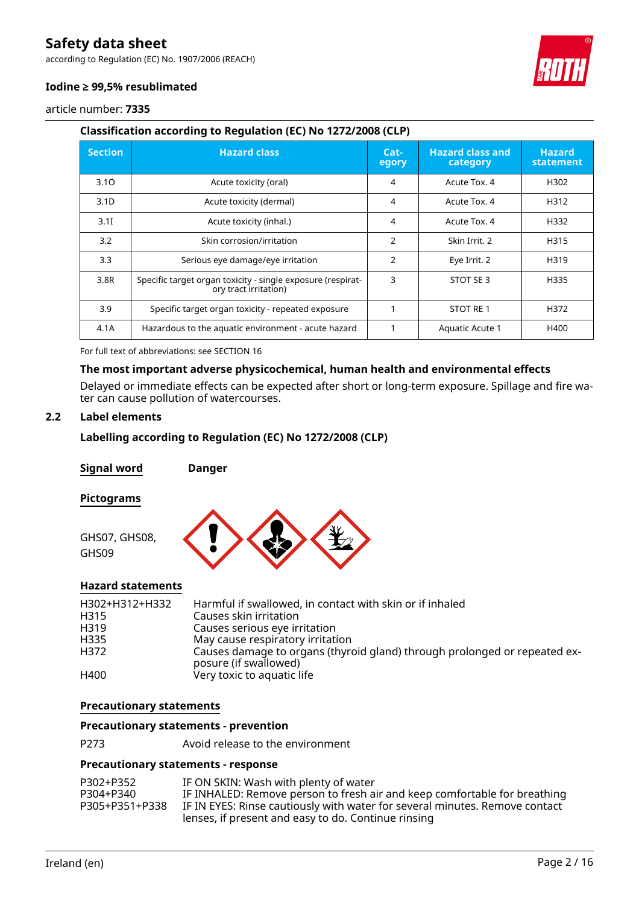### Classification according to Regulation (EC) No 1272/2008 (CLP)

| Section | Hazard class | Category | Hazard class and category | Hazard statement |
|---|---|---|---|---|
| 3.1O | Acute toxicity (oral) | 4 | Acute Tox. 4 | H302 |
| 3.1D | Acute toxicity (dermal) | 4 | Acute Tox. 4 | H312 |
| 3.1I | Acute toxicity (inhal.) | 4 | Acute Tox. 4 | H332 |
| 3.2 | Skin corrosion/irritation | 2 | Skin Irrit. 2 | H315 |
| 3.3 | Serious eye damage/eye irritation | 2 | Eye Irrit. 2 | H319 |
| 3.8R | Specific target organ toxicity - single exposure (respiratory tract irritation) | 3 | STOT SE 3 | H335 |
| 3.9 | Specific target organ toxicity - repeated exposure | 1 | STOT RE 1 | H372 |
| 4.1A | Hazardous to the aquatic environment - acute hazard | 1 | Aquatic Acute 1 | H400 |

For full text of abbreviations: see SECTION 16

### The most important adverse physicochemical, human health and environmental effects

Delayed or immediate effects can be expected after short or long-term exposure. Spillage and fire water can cause pollution of watercourses.

## 2.2 Label elements

### Labelling according to Regulation (EC) No 1272/2008 (CLP)

**Signal word** **Danger**

**Pictograms**

GHS07, GHS08, GHS09

**Hazard statements**

| | |
|---|---|
| H302+H312+H332 | Harmful if swallowed, in contact with skin or if inhaled |
| H315 | Causes skin irritation |
| H319 | Causes serious eye irritation |
| H335 | May cause respiratory irritation |
| H372 | Causes damage to organs (thyroid gland) through prolonged or repeated exposure (if swallowed) |
| H400 | Very toxic to aquatic life |

**Precautionary statements**

**Precautionary statements - prevention**

P273 Avoid release to the environment

**Precautionary statements - response**

| | |
|---|---|
| P302+P352 | IF ON SKIN: Wash with plenty of water |
| P304+P340 | IF INHALED: Remove person to fresh air and keep comfortable for breathing |
| P305+P351+P338 | IF IN EYES: Rinse cautiously with water for several minutes. Remove contact lenses, if present and easy to do. Continue rinsing |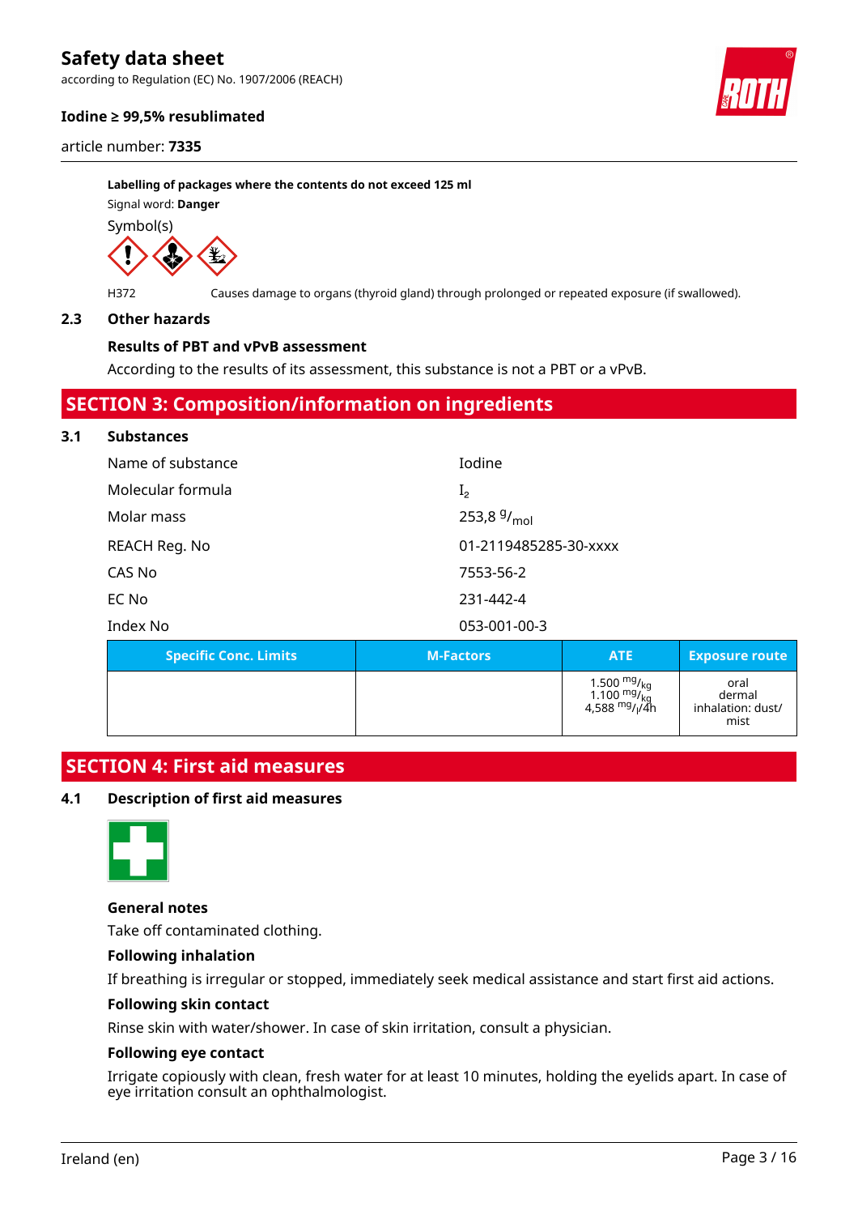**Labelling of packages where the contents do not exceed 125 ml**

Signal word: **Danger**

Symbol(s)

H372 Causes damage to organs (thyroid gland) through prolonged or repeated exposure (if swallowed).

### 2.3 Other hazards

**Results of PBT and vPvB assessment**

According to the results of its assessment, this substance is not a PBT or a vPvB.

## SECTION 3: Composition/information on ingredients

### 3.1 Substances

| | |
|---|---|
| Name of substance | Iodine |
| Molecular formula | $I_2$ |
| Molar mass | 253,8 $^{g}/_{mol}$ |
| REACH Reg. No | 01-2119485285-30-xxxx |
| CAS No | 7553-56-2 |
| EC No | 231-442-4 |
| Index No | 053-001-00-3 |

| Specific Conc. Limits | M-Factors | ATE | Exposure route |
|---|---|---|---|
| | | 1.500 $^{mg}/_{kg}$<br>1.100 $^{mg}/_{kg}$<br>4,588 $^{mg}/_{l}/4h$ | oral<br>dermal<br>inhalation: dust/mist |

## SECTION 4: First aid measures

### 4.1 Description of first aid measures

**General notes**

Take off contaminated clothing.

**Following inhalation**

If breathing is irregular or stopped, immediately seek medical assistance and start first aid actions.

**Following skin contact**

Rinse skin with water/shower. In case of skin irritation, consult a physician.

**Following eye contact**

Irrigate copiously with clean, fresh water for at least 10 minutes, holding the eyelids apart. In case of eye irritation consult an ophthalmologist.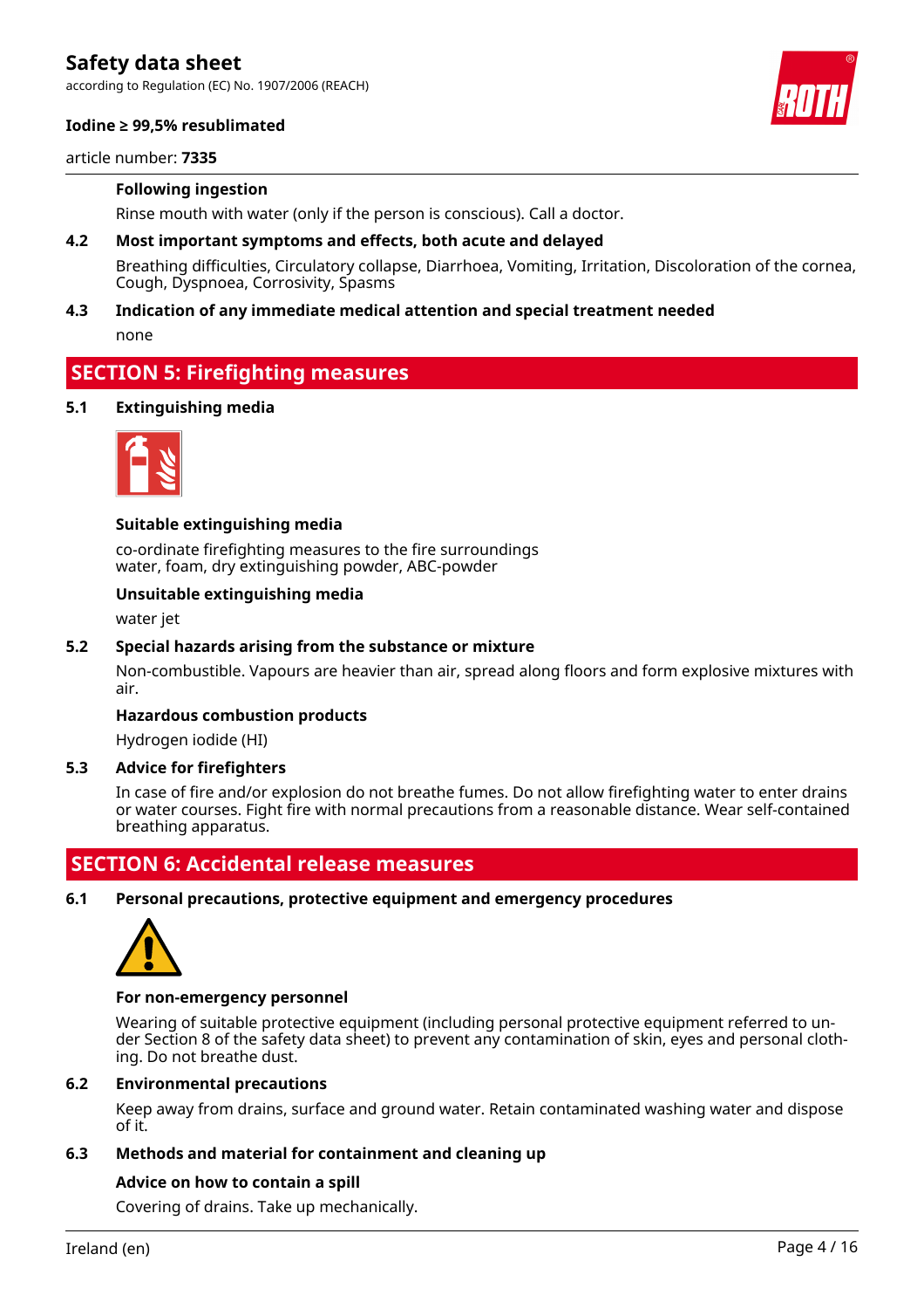#### Following ingestion

Rinse mouth with water (only if the person is conscious). Call a doctor.

### 4.2 Most important symptoms and effects, both acute and delayed

Breathing difficulties, Circulatory collapse, Diarrhoea, Vomiting, Irritation, Discoloration of the cornea, Cough, Dyspnoea, Corrosivity, Spasms

### 4.3 Indication of any immediate medical attention and special treatment needed

none

## SECTION 5: Firefighting measures

### 5.1 Extinguishing media

#### Suitable extinguishing media

co-ordinate firefighting measures to the fire surroundings
water, foam, dry extinguishing powder, ABC-powder

#### Unsuitable extinguishing media

water jet

### 5.2 Special hazards arising from the substance or mixture

Non-combustible. Vapours are heavier than air, spread along floors and form explosive mixtures with air.

#### Hazardous combustion products

Hydrogen iodide (HI)

### 5.3 Advice for firefighters

In case of fire and/or explosion do not breathe fumes. Do not allow firefighting water to enter drains or water courses. Fight fire with normal precautions from a reasonable distance. Wear self-contained breathing apparatus.

## SECTION 6: Accidental release measures

### 6.1 Personal precautions, protective equipment and emergency procedures

#### For non-emergency personnel

Wearing of suitable protective equipment (including personal protective equipment referred to under Section 8 of the safety data sheet) to prevent any contamination of skin, eyes and personal clothing. Do not breathe dust.

### 6.2 Environmental precautions

Keep away from drains, surface and ground water. Retain contaminated washing water and dispose of it.

### 6.3 Methods and material for containment and cleaning up

#### Advice on how to contain a spill

Covering of drains. Take up mechanically.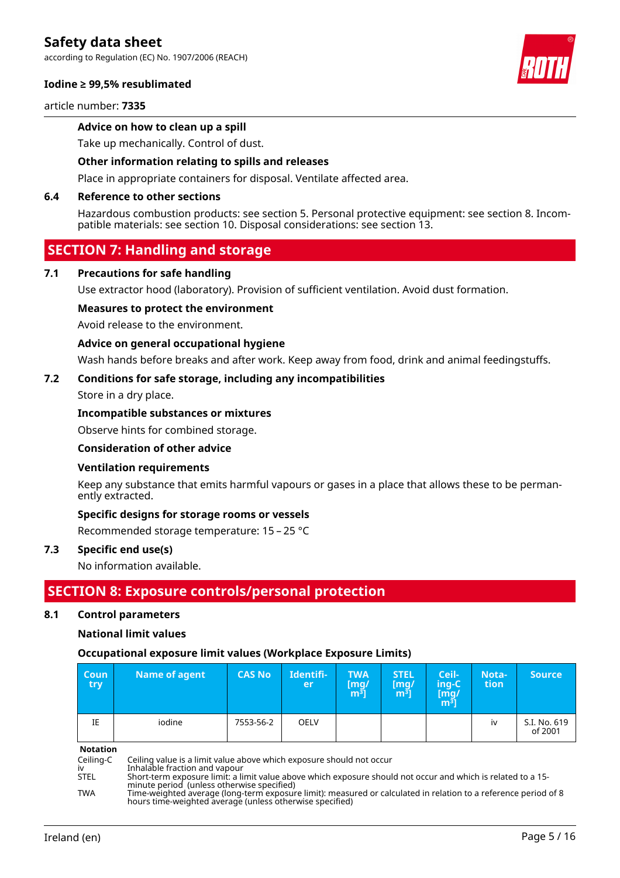**Advice on how to clean up a spill**

Take up mechanically. Control of dust.

**Other information relating to spills and releases**

Place in appropriate containers for disposal. Ventilate affected area.

**6.4 Reference to other sections**

Hazardous combustion products: see section 5. Personal protective equipment: see section 8. Incompatible materials: see section 10. Disposal considerations: see section 13.

## SECTION 7: Handling and storage

**7.1 Precautions for safe handling**

Use extractor hood (laboratory). Provision of sufficient ventilation. Avoid dust formation.

**Measures to protect the environment**

Avoid release to the environment.

**Advice on general occupational hygiene**

Wash hands before breaks and after work. Keep away from food, drink and animal feedingstuffs.

**7.2 Conditions for safe storage, including any incompatibilities**

Store in a dry place.

**Incompatible substances or mixtures**

Observe hints for combined storage.

**Consideration of other advice**

**Ventilation requirements**

Keep any substance that emits harmful vapours or gases in a place that allows these to be permanently extracted.

**Specific designs for storage rooms or vessels**

Recommended storage temperature: 15 – 25 °C

**7.3 Specific end use(s)**

No information available.

## SECTION 8: Exposure controls/personal protection

**8.1 Control parameters**

**National limit values**

**Occupational exposure limit values (Workplace Exposure Limits)**

| Country | Name of agent | CAS No | Identifier | TWA [mg/m³] | STEL [mg/m³] | Ceiling-C [mg/m³] | Notation | Source |
|---|---|---|---|---|---|---|---|---|
| IE | iodine | 7553-56-2 | OELV | | | | iv | S.I. No. 619 of 2001 |

**Notation**

Ceiling-C — Ceiling value is a limit value above which exposure should not occur
iv — Inhalable fraction and vapour
STEL — Short-term exposure limit: a limit value above which exposure should not occur and which is related to a 15-minute period (unless otherwise specified)
TWA — Time-weighted average (long-term exposure limit): measured or calculated in relation to a reference period of 8 hours time-weighted average (unless otherwise specified)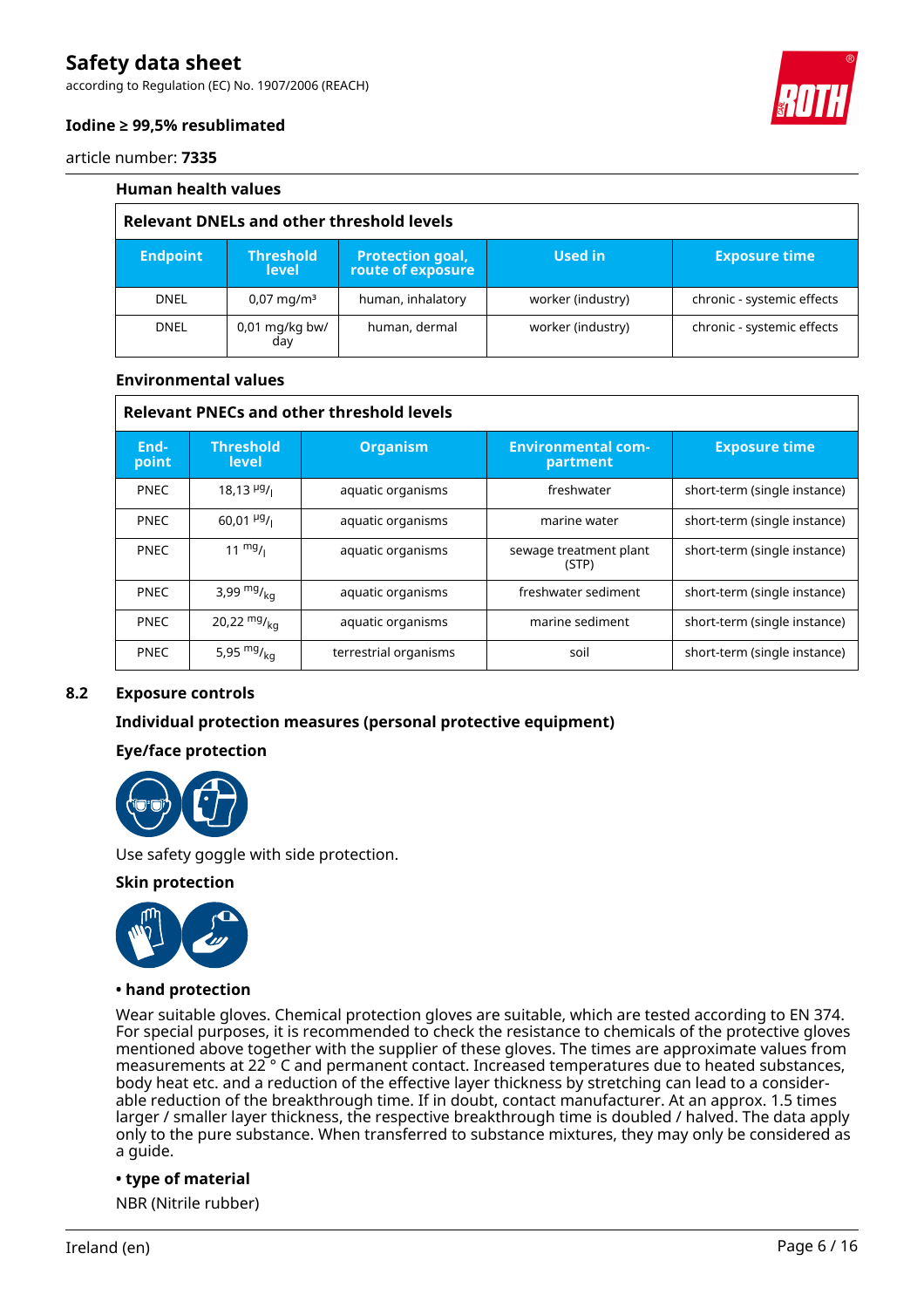### Human health values

| Relevant DNELs and other threshold levels | | | | |
|---|---|---|---|---|
| **Endpoint** | **Threshold level** | **Protection goal, route of exposure** | **Used in** | **Exposure time** |
| DNEL | 0,07 mg/m³ | human, inhalatory | worker (industry) | chronic - systemic effects |
| DNEL | 0,01 mg/kg bw/day | human, dermal | worker (industry) | chronic - systemic effects |

### Environmental values

| Relevant PNECs and other threshold levels | | | | |
|---|---|---|---|---|
| **End-point** | **Threshold level** | **Organism** | **Environmental com-partment** | **Exposure time** |
| PNEC | 18,13 $^{µg}/_{l}$ | aquatic organisms | freshwater | short-term (single instance) |
| PNEC | 60,01 $^{µg}/_{l}$ | aquatic organisms | marine water | short-term (single instance) |
| PNEC | 11 $^{mg}/_{l}$ | aquatic organisms | sewage treatment plant (STP) | short-term (single instance) |
| PNEC | 3,99 $^{mg}/_{kg}$ | aquatic organisms | freshwater sediment | short-term (single instance) |
| PNEC | 20,22 $^{mg}/_{kg}$ | aquatic organisms | marine sediment | short-term (single instance) |
| PNEC | 5,95 $^{mg}/_{kg}$ | terrestrial organisms | soil | short-term (single instance) |

## 8.2 Exposure controls

### Individual protection measures (personal protective equipment)

### Eye/face protection

Use safety goggle with side protection.

### Skin protection

**• hand protection**

Wear suitable gloves. Chemical protection gloves are suitable, which are tested according to EN 374. For special purposes, it is recommended to check the resistance to chemicals of the protective gloves mentioned above together with the supplier of these gloves. The times are approximate values from measurements at 22 ° C and permanent contact. Increased temperatures due to heated substances, body heat etc. and a reduction of the effective layer thickness by stretching can lead to a considerable reduction of the breakthrough time. If in doubt, contact manufacturer. At an approx. 1.5 times larger / smaller layer thickness, the respective breakthrough time is doubled / halved. The data apply only to the pure substance. When transferred to substance mixtures, they may only be considered as a guide.

**• type of material**

NBR (Nitrile rubber)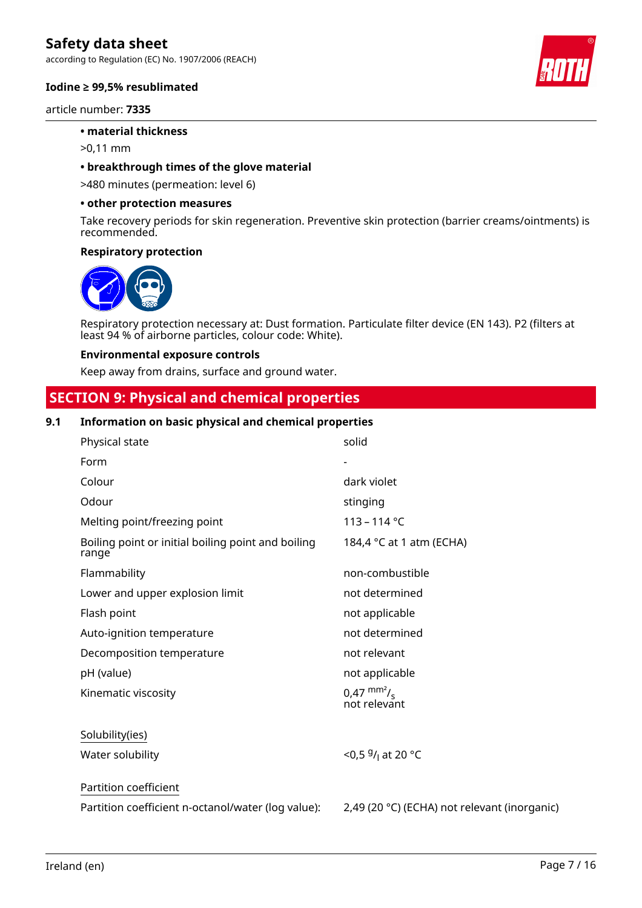**• material thickness**

>0,11 mm

**• breakthrough times of the glove material**

>480 minutes (permeation: level 6)

**• other protection measures**

Take recovery periods for skin regeneration. Preventive skin protection (barrier creams/ointments) is recommended.

**Respiratory protection**

Respiratory protection necessary at: Dust formation. Particulate filter device (EN 143). P2 (filters at least 94 % of airborne particles, colour code: White).

**Environmental exposure controls**

Keep away from drains, surface and ground water.

## SECTION 9: Physical and chemical properties

### 9.1 Information on basic physical and chemical properties

| | |
|---|---|
| Physical state | solid |
| Form | - |
| Colour | dark violet |
| Odour | stinging |
| Melting point/freezing point | 113 – 114 °C |
| Boiling point or initial boiling point and boiling range | 184,4 °C at 1 atm (ECHA) |
| Flammability | non-combustible |
| Lower and upper explosion limit | not determined |
| Flash point | not applicable |
| Auto-ignition temperature | not determined |
| Decomposition temperature | not relevant |
| pH (value) | not applicable |
| Kinematic viscosity | 0,47 $^{mm^2}/_{s}$ not relevant |

Solubility(ies)

| | |
|---|---|
| Water solubility | <0,5 $^{g}/_{l}$ at 20 °C |

Partition coefficient

| | |
|---|---|
| Partition coefficient n-octanol/water (log value): | 2,49 (20 °C) (ECHA) not relevant (inorganic) |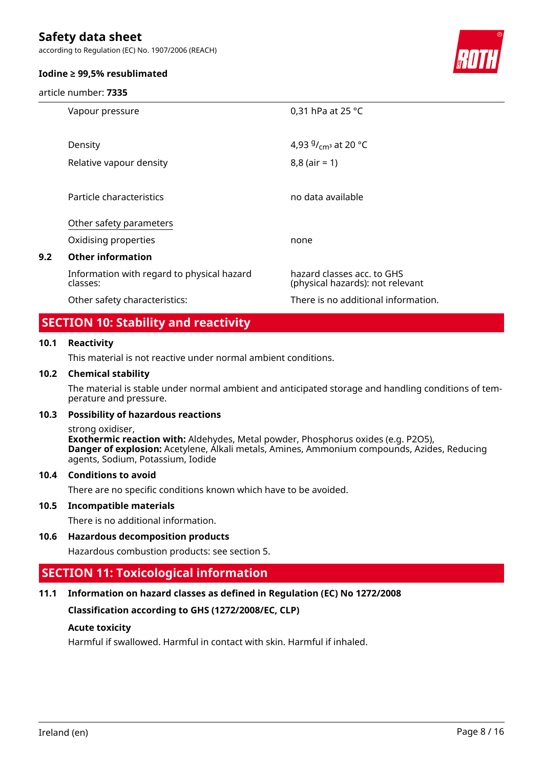| | |
|---|---|
| Vapour pressure | 0,31 hPa at 25 °C |
| Density | 4,93 $^{g}/_{cm^3}$ at 20 °C |
| Relative vapour density | 8,8 (air = 1) |
| Particle characteristics | no data available |

Other safety parameters

| | |
|---|---|
| Oxidising properties | none |

**9.2 Other information**

| | |
|---|---|
| Information with regard to physical hazard classes: | hazard classes acc. to GHS (physical hazards): not relevant |
| Other safety characteristics: | There is no additional information. |

## SECTION 10: Stability and reactivity

### 10.1 Reactivity

This material is not reactive under normal ambient conditions.

### 10.2 Chemical stability

The material is stable under normal ambient and anticipated storage and handling conditions of temperature and pressure.

### 10.3 Possibility of hazardous reactions

strong oxidiser,
**Exothermic reaction with:** Aldehydes, Metal powder, Phosphorus oxides (e.g. P2O5),
**Danger of explosion:** Acetylene, Alkali metals, Amines, Ammonium compounds, Azides, Reducing agents, Sodium, Potassium, Iodide

### 10.4 Conditions to avoid

There are no specific conditions known which have to be avoided.

### 10.5 Incompatible materials

There is no additional information.

### 10.6 Hazardous decomposition products

Hazardous combustion products: see section 5.

## SECTION 11: Toxicological information

### 11.1 Information on hazard classes as defined in Regulation (EC) No 1272/2008

**Classification according to GHS (1272/2008/EC, CLP)**

**Acute toxicity**

Harmful if swallowed. Harmful in contact with skin. Harmful if inhaled.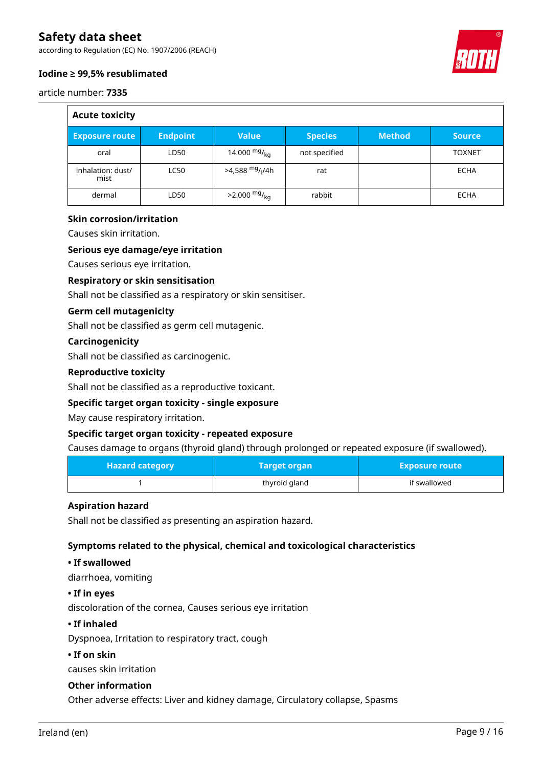| Acute toxicity | | | | | |
|---|---|---|---|---|---|
| **Exposure route** | **Endpoint** | **Value** | **Species** | **Method** | **Source** |
| oral | LD50 | 14.000 $^{mg}/_{kg}$ | not specified | | TOXNET |
| inhalation: dust/ mist | LC50 | >4,588 $^{mg}/_{l}$/4h | rat | | ECHA |
| dermal | LD50 | >2.000 $^{mg}/_{kg}$ | rabbit | | ECHA |

**Skin corrosion/irritation**

Causes skin irritation.

**Serious eye damage/eye irritation**

Causes serious eye irritation.

**Respiratory or skin sensitisation**

Shall not be classified as a respiratory or skin sensitiser.

**Germ cell mutagenicity**

Shall not be classified as germ cell mutagenic.

**Carcinogenicity**

Shall not be classified as carcinogenic.

**Reproductive toxicity**

Shall not be classified as a reproductive toxicant.

**Specific target organ toxicity - single exposure**

May cause respiratory irritation.

**Specific target organ toxicity - repeated exposure**

Causes damage to organs (thyroid gland) through prolonged or repeated exposure (if swallowed).

| Hazard category | Target organ | Exposure route |
|---|---|---|
| 1 | thyroid gland | if swallowed |

**Aspiration hazard**

Shall not be classified as presenting an aspiration hazard.

**Symptoms related to the physical, chemical and toxicological characteristics**

**• If swallowed**

diarrhoea, vomiting

**• If in eyes**

discoloration of the cornea, Causes serious eye irritation

**• If inhaled**

Dyspnoea, Irritation to respiratory tract, cough

**• If on skin**

causes skin irritation

**Other information**

Other adverse effects: Liver and kidney damage, Circulatory collapse, Spasms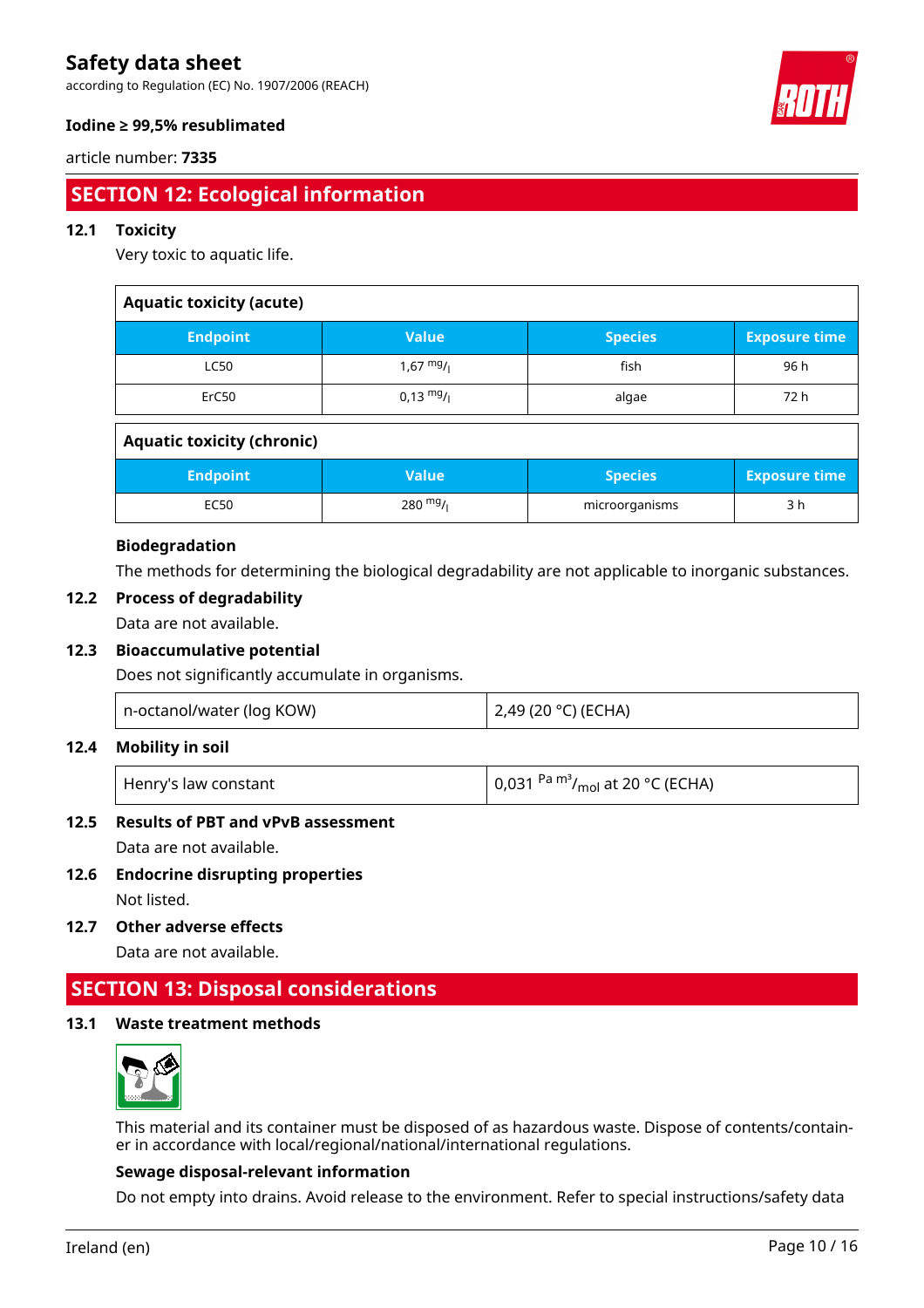## SECTION 12: Ecological information

### 12.1 Toxicity

Very toxic to aquatic life.

| Aquatic toxicity (acute) | | | |
|---|---|---|---|
| Endpoint | Value | Species | Exposure time |
| LC50 | 1,67 $^{mg}/_{l}$ | fish | 96 h |
| ErC50 | 0,13 $^{mg}/_{l}$ | algae | 72 h |

| Aquatic toxicity (chronic) | | | |
|---|---|---|---|
| Endpoint | Value | Species | Exposure time |
| EC50 | 280 $^{mg}/_{l}$ | microorganisms | 3 h |

**Biodegradation**

The methods for determining the biological degradability are not applicable to inorganic substances.

### 12.2 Process of degradability

Data are not available.

### 12.3 Bioaccumulative potential

Does not significantly accumulate in organisms.

| n-octanol/water (log KOW) | 2,49 (20 °C) (ECHA) |
|---|---|

### 12.4 Mobility in soil

| Henry's law constant | 0,031 $^{Pa\ m^3}/_{mol}$ at 20 °C (ECHA) |
|---|---|

### 12.5 Results of PBT and vPvB assessment

Data are not available.

### 12.6 Endocrine disrupting properties

Not listed.

### 12.7 Other adverse effects

Data are not available.

## SECTION 13: Disposal considerations

### 13.1 Waste treatment methods

This material and its container must be disposed of as hazardous waste. Dispose of contents/container in accordance with local/regional/national/international regulations.

**Sewage disposal-relevant information**

Do not empty into drains. Avoid release to the environment. Refer to special instructions/safety data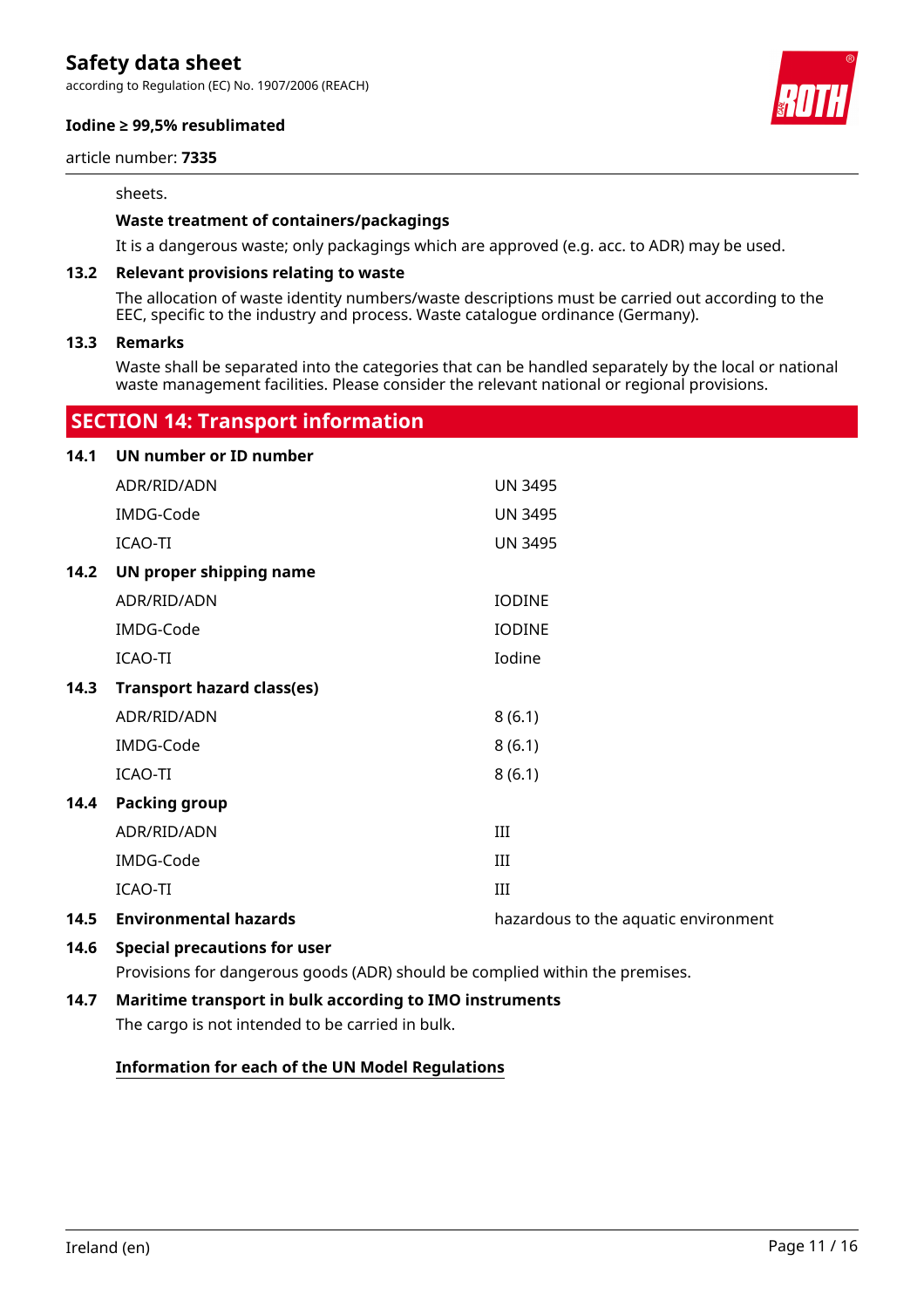sheets.

**Waste treatment of containers/packagings**

It is a dangerous waste; only packagings which are approved (e.g. acc. to ADR) may be used.

**13.2 Relevant provisions relating to waste**

The allocation of waste identity numbers/waste descriptions must be carried out according to the EEC, specific to the industry and process. Waste catalogue ordinance (Germany).

**13.3 Remarks**

Waste shall be separated into the categories that can be handled separately by the local or national waste management facilities. Please consider the relevant national or regional provisions.

## SECTION 14: Transport information

**14.1 UN number or ID number**

| | |
|---|---|
| ADR/RID/ADN | UN 3495 |
| IMDG-Code | UN 3495 |
| ICAO-TI | UN 3495 |

**14.2 UN proper shipping name**

| | |
|---|---|
| ADR/RID/ADN | IODINE |
| IMDG-Code | IODINE |
| ICAO-TI | Iodine |

**14.3 Transport hazard class(es)**

| | |
|---|---|
| ADR/RID/ADN | 8 (6.1) |
| IMDG-Code | 8 (6.1) |
| ICAO-TI | 8 (6.1) |

**14.4 Packing group**

| | |
|---|---|
| ADR/RID/ADN | III |
| IMDG-Code | III |
| ICAO-TI | III |

**14.5 Environmental hazards** hazardous to the aquatic environment

**14.6 Special precautions for user**

Provisions for dangerous goods (ADR) should be complied within the premises.

**14.7 Maritime transport in bulk according to IMO instruments**

The cargo is not intended to be carried in bulk.

**Information for each of the UN Model Regulations**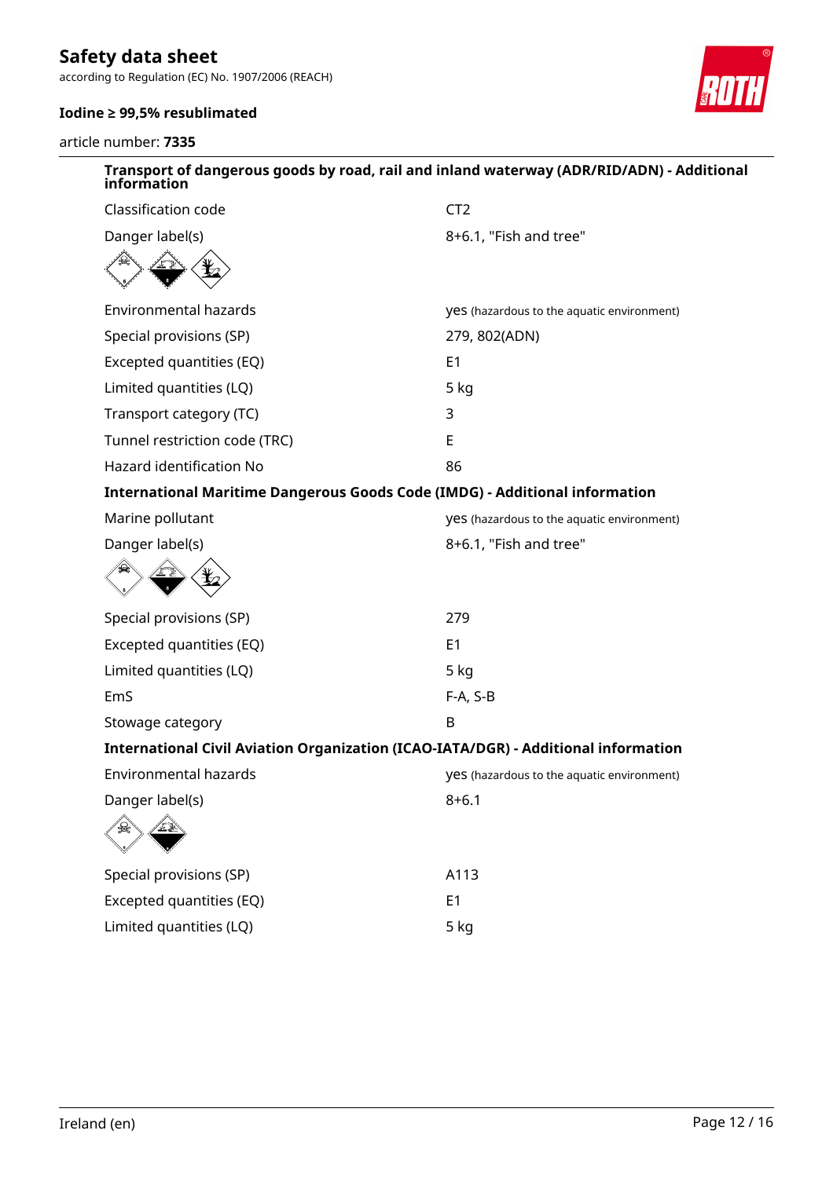**Transport of dangerous goods by road, rail and inland waterway (ADR/RID/ADN) - Additional information**

| | |
|---|---|
| Classification code | CT2 |
| Danger label(s) | 8+6.1, "Fish and tree" |
| Environmental hazards | yes (hazardous to the aquatic environment) |
| Special provisions (SP) | 279, 802(ADN) |
| Excepted quantities (EQ) | E1 |
| Limited quantities (LQ) | 5 kg |
| Transport category (TC) | 3 |
| Tunnel restriction code (TRC) | E |
| Hazard identification No | 86 |

**International Maritime Dangerous Goods Code (IMDG) - Additional information**

| | |
|---|---|
| Marine pollutant | yes (hazardous to the aquatic environment) |
| Danger label(s) | 8+6.1, "Fish and tree" |
| Special provisions (SP) | 279 |
| Excepted quantities (EQ) | E1 |
| Limited quantities (LQ) | 5 kg |
| EmS | F-A, S-B |
| Stowage category | B |

**International Civil Aviation Organization (ICAO-IATA/DGR) - Additional information**

| | |
|---|---|
| Environmental hazards | yes (hazardous to the aquatic environment) |
| Danger label(s) | 8+6.1 |
| Special provisions (SP) | A113 |
| Excepted quantities (EQ) | E1 |
| Limited quantities (LQ) | 5 kg |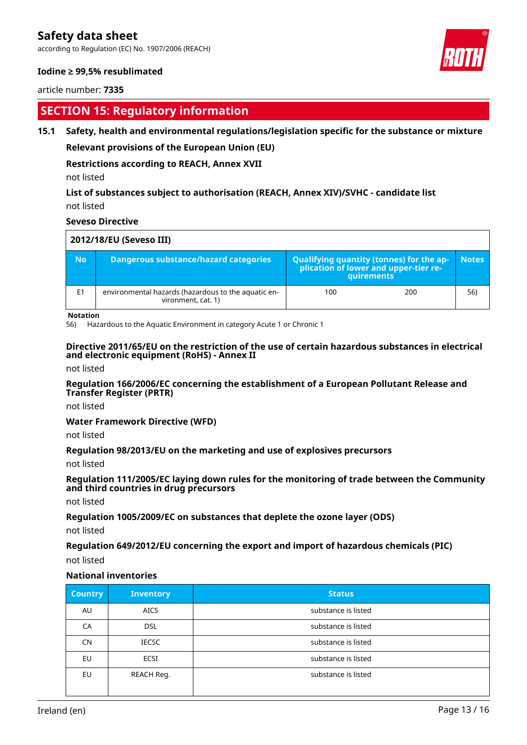## SECTION 15: Regulatory information

### 15.1 Safety, health and environmental regulations/legislation specific for the substance or mixture

**Relevant provisions of the European Union (EU)**

**Restrictions according to REACH, Annex XVII**

not listed

**List of substances subject to authorisation (REACH, Annex XIV)/SVHC - candidate list**

not listed

**Seveso Directive**

| 2012/18/EU (Seveso III) | | | | |
|---|---|---|---|---|
| **No** | **Dangerous substance/hazard categories** | **Qualifying quantity (tonnes) for the application of lower and upper-tier requirements** | | **Notes** |
| E1 | environmental hazards (hazardous to the aquatic environment, cat. 1) | 100 | 200 | 56) |

**Notation**

56) Hazardous to the Aquatic Environment in category Acute 1 or Chronic 1

**Directive 2011/65/EU on the restriction of the use of certain hazardous substances in electrical and electronic equipment (RoHS) - Annex II**

not listed

**Regulation 166/2006/EC concerning the establishment of a European Pollutant Release and Transfer Register (PRTR)**

not listed

**Water Framework Directive (WFD)**

not listed

**Regulation 98/2013/EU on the marketing and use of explosives precursors**

not listed

**Regulation 111/2005/EC laying down rules for the monitoring of trade between the Community and third countries in drug precursors**

not listed

**Regulation 1005/2009/EC on substances that deplete the ozone layer (ODS)**

not listed

**Regulation 649/2012/EU concerning the export and import of hazardous chemicals (PIC)**

not listed

**National inventories**

| Country | Inventory | Status |
|---|---|---|
| AU | AICS | substance is listed |
| CA | DSL | substance is listed |
| CN | IECSC | substance is listed |
| EU | ECSI | substance is listed |
| EU | REACH Reg. | substance is listed |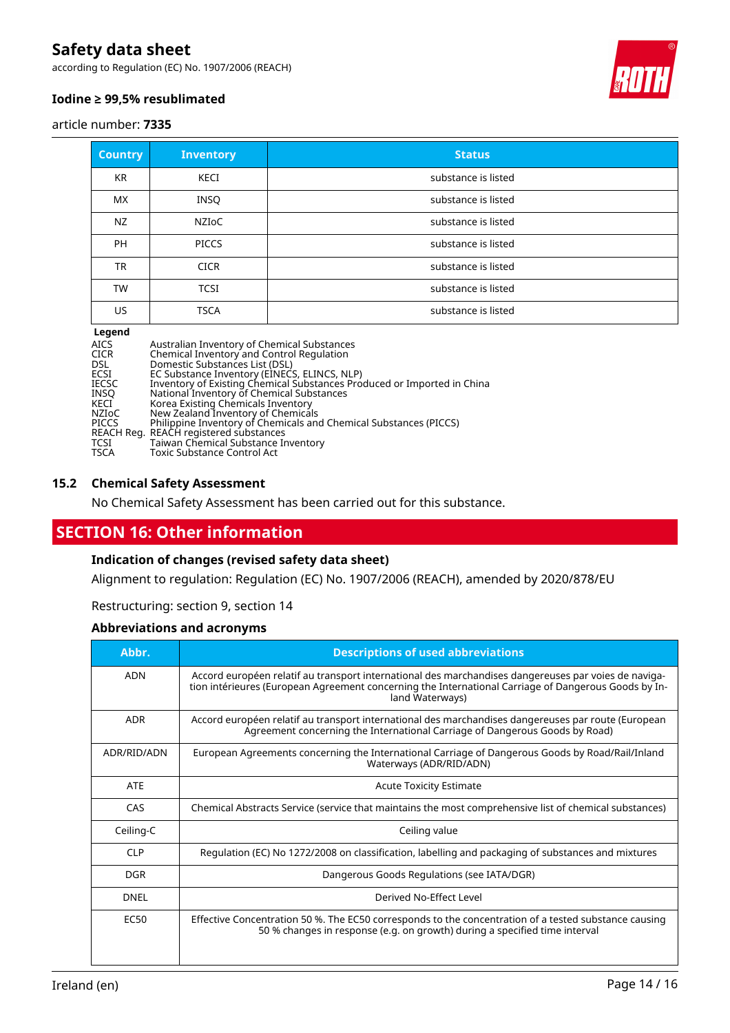| Country | Inventory | Status |
| --- | --- | --- |
| KR | KECI | substance is listed |
| MX | INSQ | substance is listed |
| NZ | NZIoC | substance is listed |
| PH | PICCS | substance is listed |
| TR | CICR | substance is listed |
| TW | TCSI | substance is listed |
| US | TSCA | substance is listed |

**Legend**

AICS Australian Inventory of Chemical Substances
CICR Chemical Inventory and Control Regulation
DSL Domestic Substances List (DSL)
ECSI EC Substance Inventory (EINECS, ELINCS, NLP)
IECSC Inventory of Existing Chemical Substances Produced or Imported in China
INSQ National Inventory of Chemical Substances
KECI Korea Existing Chemicals Inventory
NZIoC New Zealand Inventory of Chemicals
PICCS Philippine Inventory of Chemicals and Chemical Substances (PICCS)
REACH Reg. REACH registered substances
TCSI Taiwan Chemical Substance Inventory
TSCA Toxic Substance Control Act

### 15.2 Chemical Safety Assessment

No Chemical Safety Assessment has been carried out for this substance.

## SECTION 16: Other information

### Indication of changes (revised safety data sheet)

Alignment to regulation: Regulation (EC) No. 1907/2006 (REACH), amended by 2020/878/EU

Restructuring: section 9, section 14

### Abbreviations and acronyms

| Abbr. | Descriptions of used abbreviations |
| --- | --- |
| ADN | Accord européen relatif au transport international des marchandises dangereuses par voies de navigation intérieures (European Agreement concerning the International Carriage of Dangerous Goods by Inland Waterways) |
| ADR | Accord européen relatif au transport international des marchandises dangereuses par route (European Agreement concerning the International Carriage of Dangerous Goods by Road) |
| ADR/RID/ADN | European Agreements concerning the International Carriage of Dangerous Goods by Road/Rail/Inland Waterways (ADR/RID/ADN) |
| ATE | Acute Toxicity Estimate |
| CAS | Chemical Abstracts Service (service that maintains the most comprehensive list of chemical substances) |
| Ceiling-C | Ceiling value |
| CLP | Regulation (EC) No 1272/2008 on classification, labelling and packaging of substances and mixtures |
| DGR | Dangerous Goods Regulations (see IATA/DGR) |
| DNEL | Derived No-Effect Level |
| EC50 | Effective Concentration 50 %. The EC50 corresponds to the concentration of a tested substance causing 50 % changes in response (e.g. on growth) during a specified time interval |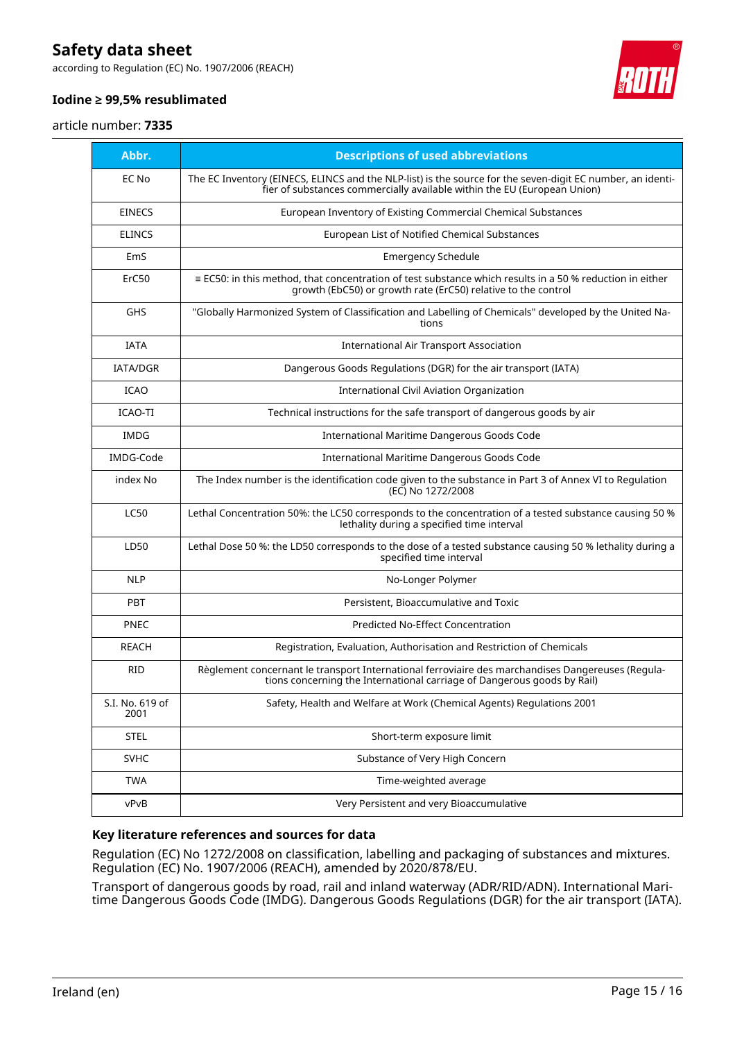| Abbr. | Descriptions of used abbreviations |
|---|---|
| EC No | The EC Inventory (EINECS, ELINCS and the NLP-list) is the source for the seven-digit EC number, an identifier of substances commercially available within the EU (European Union) |
| EINECS | European Inventory of Existing Commercial Chemical Substances |
| ELINCS | European List of Notified Chemical Substances |
| EmS | Emergency Schedule |
| ErC50 | ≡ EC50: in this method, that concentration of test substance which results in a 50 % reduction in either growth (EbC50) or growth rate (ErC50) relative to the control |
| GHS | "Globally Harmonized System of Classification and Labelling of Chemicals" developed by the United Nations |
| IATA | International Air Transport Association |
| IATA/DGR | Dangerous Goods Regulations (DGR) for the air transport (IATA) |
| ICAO | International Civil Aviation Organization |
| ICAO-TI | Technical instructions for the safe transport of dangerous goods by air |
| IMDG | International Maritime Dangerous Goods Code |
| IMDG-Code | International Maritime Dangerous Goods Code |
| index No | The Index number is the identification code given to the substance in Part 3 of Annex VI to Regulation (EC) No 1272/2008 |
| LC50 | Lethal Concentration 50%: the LC50 corresponds to the concentration of a tested substance causing 50 % lethality during a specified time interval |
| LD50 | Lethal Dose 50 %: the LD50 corresponds to the dose of a tested substance causing 50 % lethality during a specified time interval |
| NLP | No-Longer Polymer |
| PBT | Persistent, Bioaccumulative and Toxic |
| PNEC | Predicted No-Effect Concentration |
| REACH | Registration, Evaluation, Authorisation and Restriction of Chemicals |
| RID | Règlement concernant le transport International ferroviaire des marchandises Dangereuses (Regulations concerning the International carriage of Dangerous goods by Rail) |
| S.I. No. 619 of 2001 | Safety, Health and Welfare at Work (Chemical Agents) Regulations 2001 |
| STEL | Short-term exposure limit |
| SVHC | Substance of Very High Concern |
| TWA | Time-weighted average |
| vPvB | Very Persistent and very Bioaccumulative |

### Key literature references and sources for data

Regulation (EC) No 1272/2008 on classification, labelling and packaging of substances and mixtures. Regulation (EC) No. 1907/2006 (REACH), amended by 2020/878/EU.

Transport of dangerous goods by road, rail and inland waterway (ADR/RID/ADN). International Maritime Dangerous Goods Code (IMDG). Dangerous Goods Regulations (DGR) for the air transport (IATA).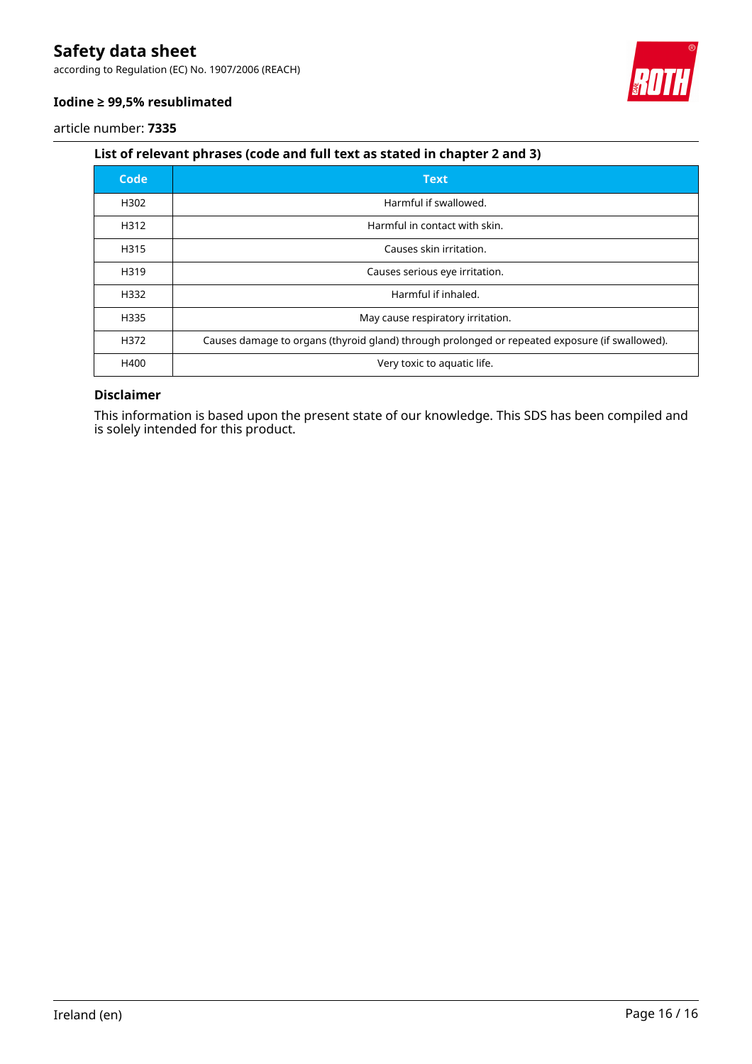### List of relevant phrases (code and full text as stated in chapter 2 and 3)

| Code | Text |
|---|---|
| H302 | Harmful if swallowed. |
| H312 | Harmful in contact with skin. |
| H315 | Causes skin irritation. |
| H319 | Causes serious eye irritation. |
| H332 | Harmful if inhaled. |
| H335 | May cause respiratory irritation. |
| H372 | Causes damage to organs (thyroid gland) through prolonged or repeated exposure (if swallowed). |
| H400 | Very toxic to aquatic life. |

### Disclaimer

This information is based upon the present state of our knowledge. This SDS has been compiled and is solely intended for this product.